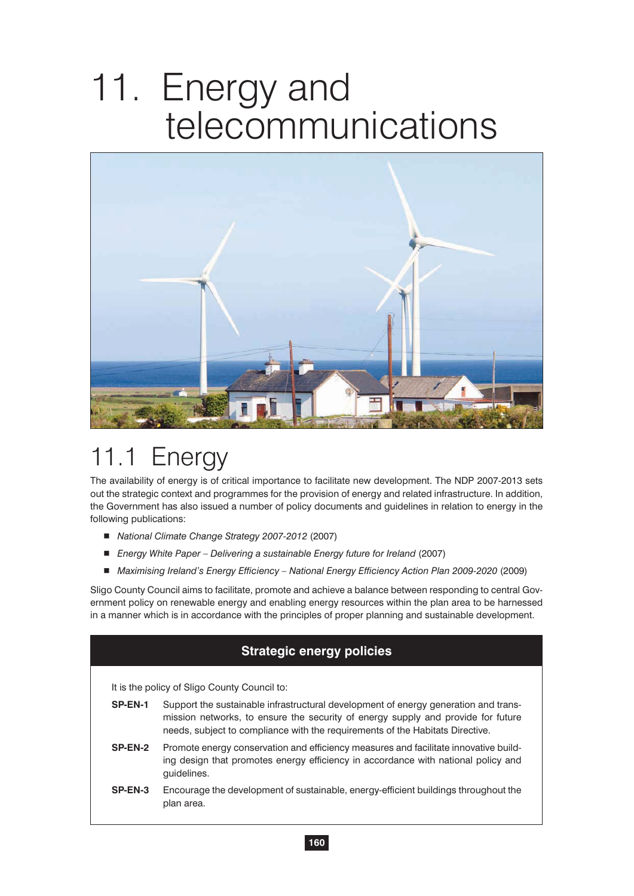# 11. Energy and telecommunications

## 11.1 Energy

The availability of energy is of critical importance to facilitate new development. The NDP 2007-2013 sets out the strategic context and programmes for the provision of energy and related infrastructure. In addition, the Government has also issued a number of policy documents and guidelines in relation to energy in the following publications:

- *National Climate Change Strategy 2007-2012* (2007)
- *Energy White Paper – Delivering a sustainable Energy future for Ireland* (2007)
- *Maximising Ireland's Energy Efficiency – National Energy Efficiency Action Plan 2009-2020* (2009)

Sligo County Council aims to facilitate, promote and achieve a balance between responding to central Government policy on renewable energy and enabling energy resources within the plan area to be harnessed in a manner which is in accordance with the principles of proper planning and sustainable development.

### Strategic energy policies

It is the policy of Sligo County Council to:

**SP-EN-1** Support the sustainable infrastructural development of energy generation and transmission networks, to ensure the security of energy supply and provide for future needs, subject to compliance with the requirements of the Habitats Directive.

**SP-EN-2** Promote energy conservation and efficiency measures and facilitate innovative building design that promotes energy efficiency in accordance with national policy and guidelines.

**SP-EN-3** Encourage the development of sustainable, energy-efficient buildings throughout the plan area.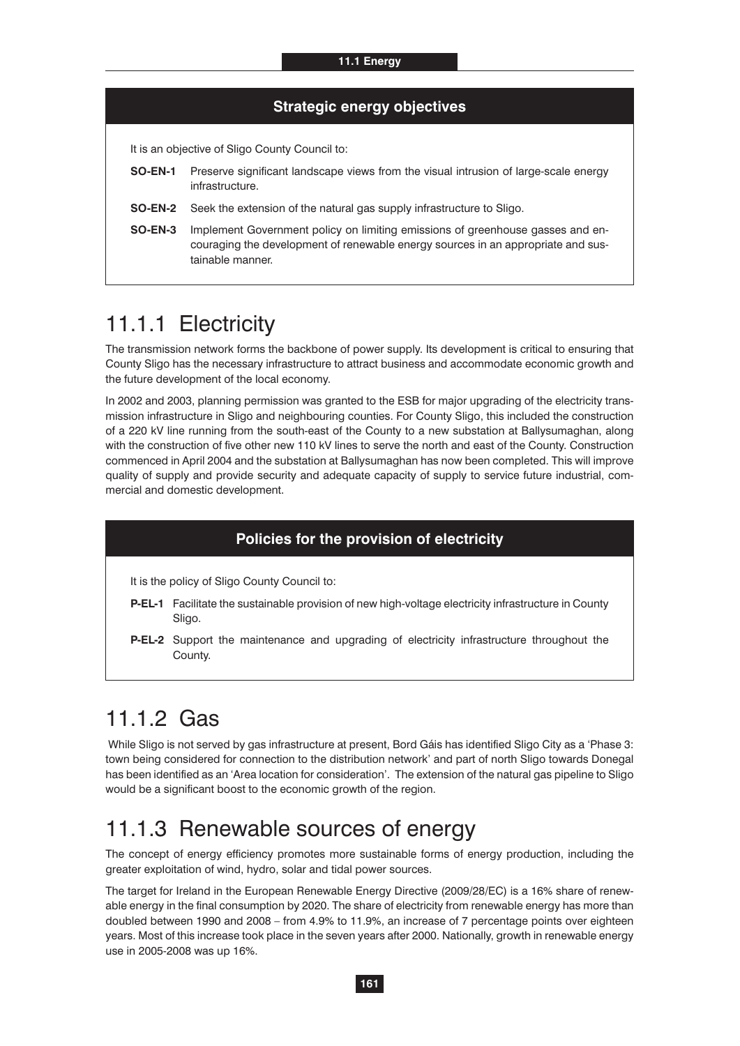### Strategic energy objectives

It is an objective of Sligo County Council to:

**SO-EN-1** Preserve significant landscape views from the visual intrusion of large-scale energy infrastructure.

**SO-EN-2** Seek the extension of the natural gas supply infrastructure to Sligo.

**SO-EN-3** Implement Government policy on limiting emissions of greenhouse gasses and encouraging the development of renewable energy sources in an appropriate and sustainable manner.

## 11.1.1 Electricity

The transmission network forms the backbone of power supply. Its development is critical to ensuring that County Sligo has the necessary infrastructure to attract business and accommodate economic growth and the future development of the local economy.

In 2002 and 2003, planning permission was granted to the ESB for major upgrading of the electricity transmission infrastructure in Sligo and neighbouring counties. For County Sligo, this included the construction of a 220 kV line running from the south-east of the County to a new substation at Ballysumaghan, along with the construction of five other new 110 kV lines to serve the north and east of the County. Construction commenced in April 2004 and the substation at Ballysumaghan has now been completed. This will improve quality of supply and provide security and adequate capacity of supply to service future industrial, commercial and domestic development.

### Policies for the provision of electricity

It is the policy of Sligo County Council to:

**P-EL-1** Facilitate the sustainable provision of new high-voltage electricity infrastructure in County Sligo.

**P-EL-2** Support the maintenance and upgrading of electricity infrastructure throughout the County.

## 11.1.2 Gas

While Sligo is not served by gas infrastructure at present, Bord Gáis has identified Sligo City as a 'Phase 3: town being considered for connection to the distribution network' and part of north Sligo towards Donegal has been identified as an 'Area location for consideration'. The extension of the natural gas pipeline to Sligo would be a significant boost to the economic growth of the region.

## 11.1.3 Renewable sources of energy

The concept of energy efficiency promotes more sustainable forms of energy production, including the greater exploitation of wind, hydro, solar and tidal power sources.

The target for Ireland in the European Renewable Energy Directive (2009/28/EC) is a 16% share of renewable energy in the final consumption by 2020. The share of electricity from renewable energy has more than doubled between 1990 and 2008 – from 4.9% to 11.9%, an increase of 7 percentage points over eighteen years. Most of this increase took place in the seven years after 2000. Nationally, growth in renewable energy use in 2005-2008 was up 16%.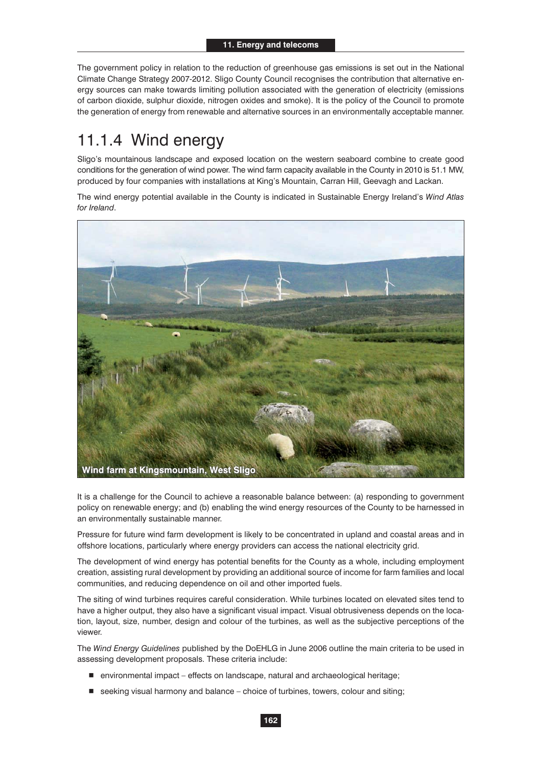The government policy in relation to the reduction of greenhouse gas emissions is set out in the National Climate Change Strategy 2007-2012. Sligo County Council recognises the contribution that alternative energy sources can make towards limiting pollution associated with the generation of electricity (emissions of carbon dioxide, sulphur dioxide, nitrogen oxides and smoke). It is the policy of the Council to promote the generation of energy from renewable and alternative sources in an environmentally acceptable manner.

## 11.1.4 Wind energy

Sligo's mountainous landscape and exposed location on the western seaboard combine to create good conditions for the generation of wind power. The wind farm capacity available in the County in 2010 is 51.1 MW, produced by four companies with installations at King's Mountain, Carran Hill, Geevagh and Lackan.

The wind energy potential available in the County is indicated in Sustainable Energy Ireland's *Wind Atlas for Ireland*.

Wind farm at Kingsmountain, West Sligo

It is a challenge for the Council to achieve a reasonable balance between: (a) responding to government policy on renewable energy; and (b) enabling the wind energy resources of the County to be harnessed in an environmentally sustainable manner.

Pressure for future wind farm development is likely to be concentrated in upland and coastal areas and in offshore locations, particularly where energy providers can access the national electricity grid.

The development of wind energy has potential benefits for the County as a whole, including employment creation, assisting rural development by providing an additional source of income for farm families and local communities, and reducing dependence on oil and other imported fuels.

The siting of wind turbines requires careful consideration. While turbines located on elevated sites tend to have a higher output, they also have a significant visual impact. Visual obtrusiveness depends on the location, layout, size, number, design and colour of the turbines, as well as the subjective perceptions of the viewer.

The *Wind Energy Guidelines* published by the DoEHLG in June 2006 outline the main criteria to be used in assessing development proposals. These criteria include:

- environmental impact – effects on landscape, natural and archaeological heritage;
- seeking visual harmony and balance – choice of turbines, towers, colour and siting;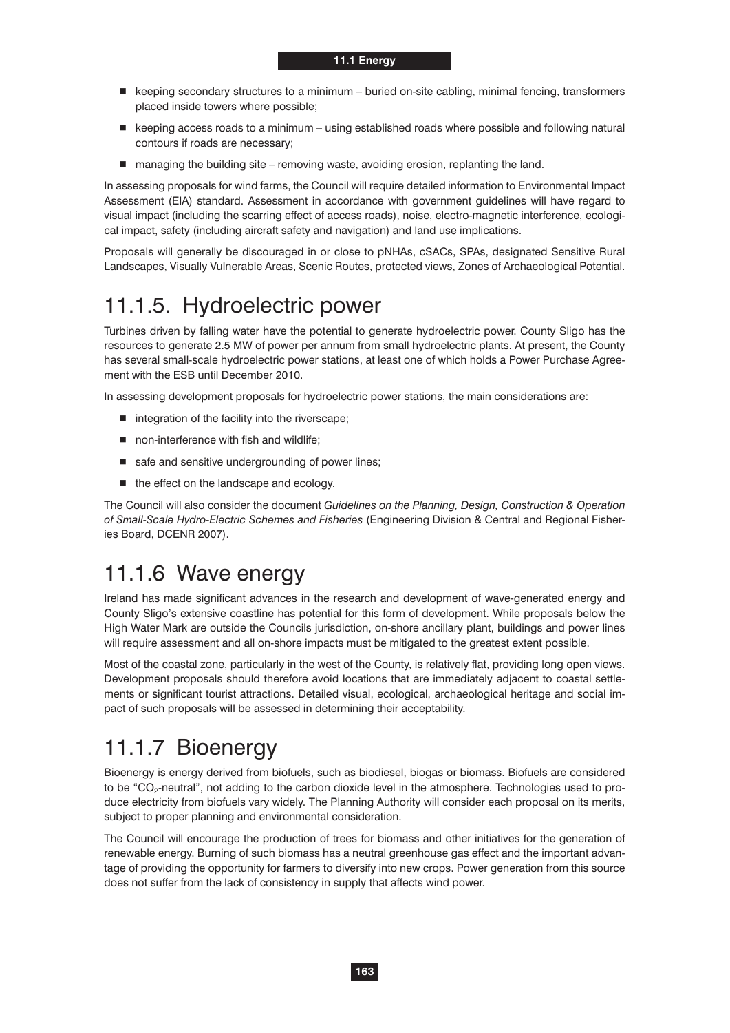- keeping secondary structures to a minimum – buried on-site cabling, minimal fencing, transformers placed inside towers where possible;
- keeping access roads to a minimum – using established roads where possible and following natural contours if roads are necessary;
- managing the building site – removing waste, avoiding erosion, replanting the land.

In assessing proposals for wind farms, the Council will require detailed information to Environmental Impact Assessment (EIA) standard. Assessment in accordance with government guidelines will have regard to visual impact (including the scarring effect of access roads), noise, electro-magnetic interference, ecological impact, safety (including aircraft safety and navigation) and land use implications.

Proposals will generally be discouraged in or close to pNHAs, cSACs, SPAs, designated Sensitive Rural Landscapes, Visually Vulnerable Areas, Scenic Routes, protected views, Zones of Archaeological Potential.

## 11.1.5. Hydroelectric power

Turbines driven by falling water have the potential to generate hydroelectric power. County Sligo has the resources to generate 2.5 MW of power per annum from small hydroelectric plants. At present, the County has several small-scale hydroelectric power stations, at least one of which holds a Power Purchase Agreement with the ESB until December 2010.

In assessing development proposals for hydroelectric power stations, the main considerations are:

- integration of the facility into the riverscape;
- non-interference with fish and wildlife;
- safe and sensitive undergrounding of power lines;
- the effect on the landscape and ecology.

The Council will also consider the document *Guidelines on the Planning, Design, Construction & Operation of Small-Scale Hydro-Electric Schemes and Fisheries* (Engineering Division & Central and Regional Fisheries Board, DCENR 2007).

## 11.1.6 Wave energy

Ireland has made significant advances in the research and development of wave-generated energy and County Sligo's extensive coastline has potential for this form of development. While proposals below the High Water Mark are outside the Councils jurisdiction, on-shore ancillary plant, buildings and power lines will require assessment and all on-shore impacts must be mitigated to the greatest extent possible.

Most of the coastal zone, particularly in the west of the County, is relatively flat, providing long open views. Development proposals should therefore avoid locations that are immediately adjacent to coastal settlements or significant tourist attractions. Detailed visual, ecological, archaeological heritage and social impact of such proposals will be assessed in determining their acceptability.

## 11.1.7 Bioenergy

Bioenergy is energy derived from biofuels, such as biodiesel, biogas or biomass. Biofuels are considered to be "$CO_2$-neutral", not adding to the carbon dioxide level in the atmosphere. Technologies used to produce electricity from biofuels vary widely. The Planning Authority will consider each proposal on its merits, subject to proper planning and environmental consideration.

The Council will encourage the production of trees for biomass and other initiatives for the generation of renewable energy. Burning of such biomass has a neutral greenhouse gas effect and the important advantage of providing the opportunity for farmers to diversify into new crops. Power generation from this source does not suffer from the lack of consistency in supply that affects wind power.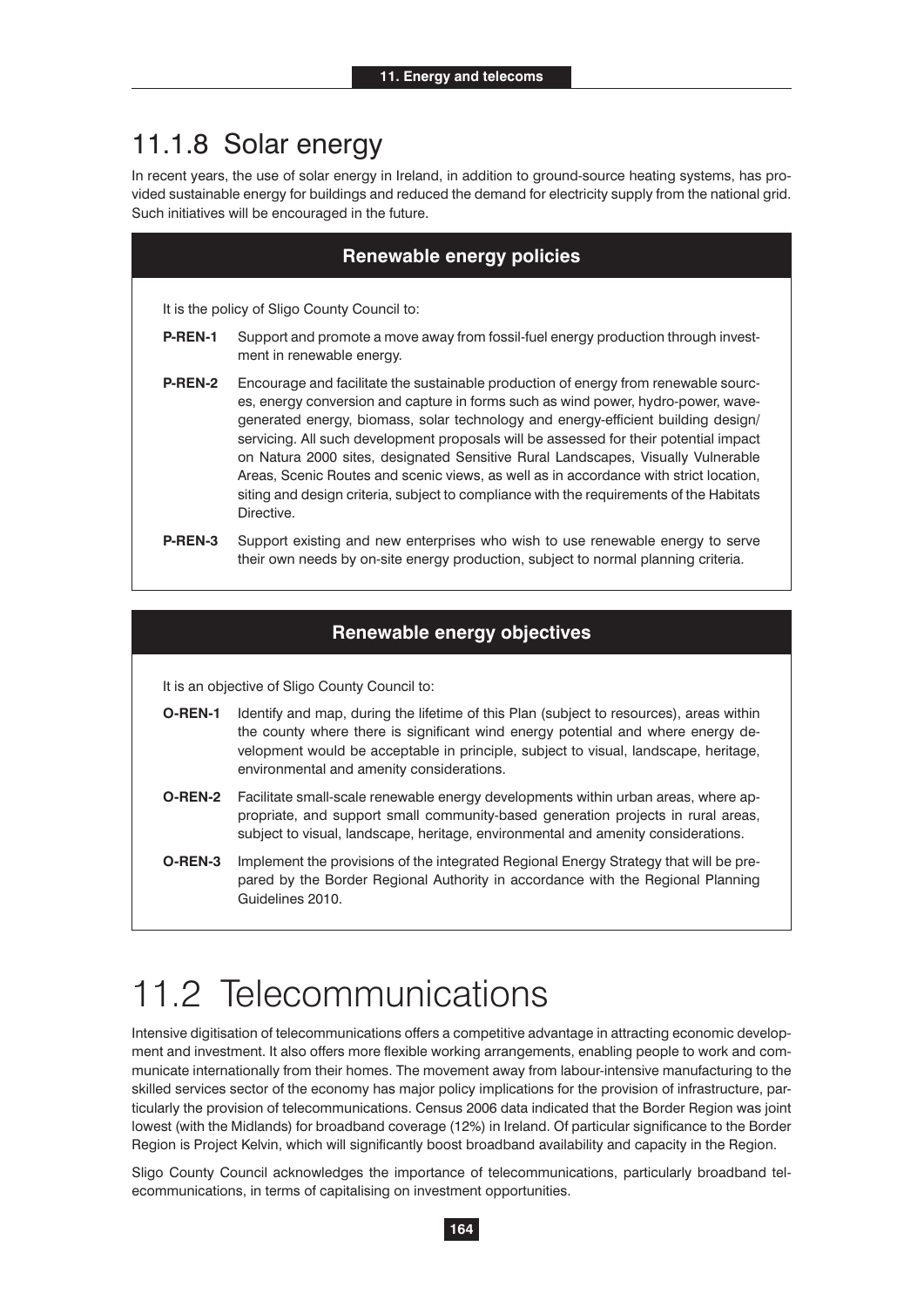## 11.1.8 Solar energy

In recent years, the use of solar energy in Ireland, in addition to ground-source heating systems, has provided sustainable energy for buildings and reduced the demand for electricity supply from the national grid. Such initiatives will be encouraged in the future.

### Renewable energy policies

It is the policy of Sligo County Council to:

**P-REN-1** Support and promote a move away from fossil-fuel energy production through investment in renewable energy.

**P-REN-2** Encourage and facilitate the sustainable production of energy from renewable sources, energy conversion and capture in forms such as wind power, hydro-power, wave-generated energy, biomass, solar technology and energy-efficient building design/servicing. All such development proposals will be assessed for their potential impact on Natura 2000 sites, designated Sensitive Rural Landscapes, Visually Vulnerable Areas, Scenic Routes and scenic views, as well as in accordance with strict location, siting and design criteria, subject to compliance with the requirements of the Habitats Directive.

**P-REN-3** Support existing and new enterprises who wish to use renewable energy to serve their own needs by on-site energy production, subject to normal planning criteria.

### Renewable energy objectives

It is an objective of Sligo County Council to:

**O-REN-1** Identify and map, during the lifetime of this Plan (subject to resources), areas within the county where there is significant wind energy potential and where energy development would be acceptable in principle, subject to visual, landscape, heritage, environmental and amenity considerations.

**O-REN-2** Facilitate small-scale renewable energy developments within urban areas, where appropriate, and support small community-based generation projects in rural areas, subject to visual, landscape, heritage, environmental and amenity considerations.

**O-REN-3** Implement the provisions of the integrated Regional Energy Strategy that will be prepared by the Border Regional Authority in accordance with the Regional Planning Guidelines 2010.

# 11.2 Telecommunications

Intensive digitisation of telecommunications offers a competitive advantage in attracting economic development and investment. It also offers more flexible working arrangements, enabling people to work and communicate internationally from their homes. The movement away from labour-intensive manufacturing to the skilled services sector of the economy has major policy implications for the provision of infrastructure, particularly the provision of telecommunications. Census 2006 data indicated that the Border Region was joint lowest (with the Midlands) for broadband coverage (12%) in Ireland. Of particular significance to the Border Region is Project Kelvin, which will significantly boost broadband availability and capacity in the Region.

Sligo County Council acknowledges the importance of telecommunications, particularly broadband telecommunications, in terms of capitalising on investment opportunities.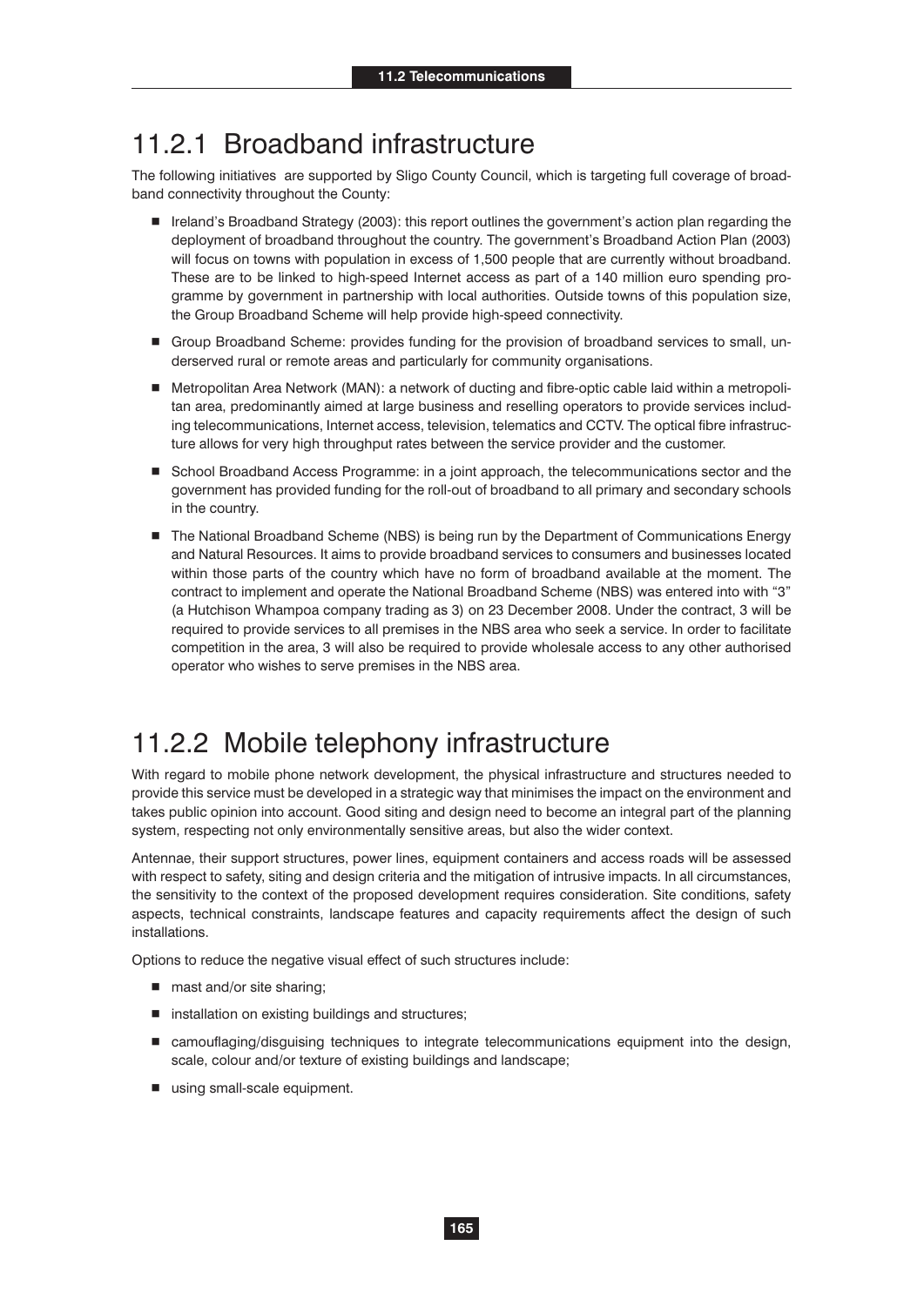## 11.2.1 Broadband infrastructure

The following initiatives are supported by Sligo County Council, which is targeting full coverage of broadband connectivity throughout the County:

- Ireland's Broadband Strategy (2003): this report outlines the government's action plan regarding the deployment of broadband throughout the country. The government's Broadband Action Plan (2003) will focus on towns with population in excess of 1,500 people that are currently without broadband. These are to be linked to high-speed Internet access as part of a 140 million euro spending programme by government in partnership with local authorities. Outside towns of this population size, the Group Broadband Scheme will help provide high-speed connectivity.
- Group Broadband Scheme: provides funding for the provision of broadband services to small, underserved rural or remote areas and particularly for community organisations.
- Metropolitan Area Network (MAN): a network of ducting and fibre-optic cable laid within a metropolitan area, predominantly aimed at large business and reselling operators to provide services including telecommunications, Internet access, television, telematics and CCTV. The optical fibre infrastructure allows for very high throughput rates between the service provider and the customer.
- School Broadband Access Programme: in a joint approach, the telecommunications sector and the government has provided funding for the roll-out of broadband to all primary and secondary schools in the country.
- The National Broadband Scheme (NBS) is being run by the Department of Communications Energy and Natural Resources. It aims to provide broadband services to consumers and businesses located within those parts of the country which have no form of broadband available at the moment. The contract to implement and operate the National Broadband Scheme (NBS) was entered into with "3" (a Hutchison Whampoa company trading as 3) on 23 December 2008. Under the contract, 3 will be required to provide services to all premises in the NBS area who seek a service. In order to facilitate competition in the area, 3 will also be required to provide wholesale access to any other authorised operator who wishes to serve premises in the NBS area.

## 11.2.2 Mobile telephony infrastructure

With regard to mobile phone network development, the physical infrastructure and structures needed to provide this service must be developed in a strategic way that minimises the impact on the environment and takes public opinion into account. Good siting and design need to become an integral part of the planning system, respecting not only environmentally sensitive areas, but also the wider context.

Antennae, their support structures, power lines, equipment containers and access roads will be assessed with respect to safety, siting and design criteria and the mitigation of intrusive impacts. In all circumstances, the sensitivity to the context of the proposed development requires consideration. Site conditions, safety aspects, technical constraints, landscape features and capacity requirements affect the design of such installations.

Options to reduce the negative visual effect of such structures include:

- mast and/or site sharing;
- installation on existing buildings and structures;
- camouflaging/disguising techniques to integrate telecommunications equipment into the design, scale, colour and/or texture of existing buildings and landscape;
- using small-scale equipment.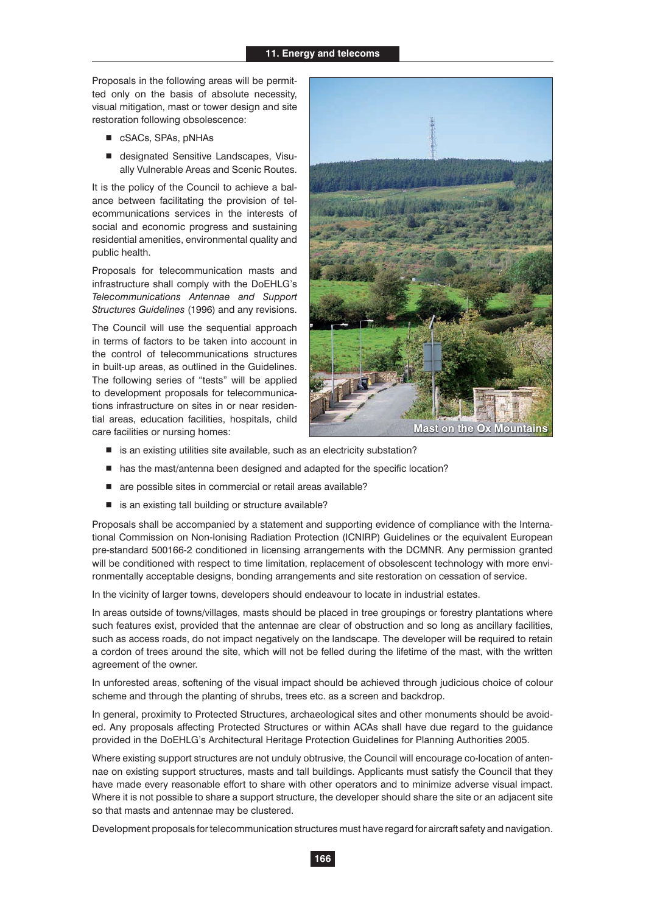Proposals in the following areas will be permitted only on the basis of absolute necessity, visual mitigation, mast or tower design and site restoration following obsolescence:

- cSACs, SPAs, pNHAs
- designated Sensitive Landscapes, Visually Vulnerable Areas and Scenic Routes.

It is the policy of the Council to achieve a balance between facilitating the provision of telecommunications services in the interests of social and economic progress and sustaining residential amenities, environmental quality and public health.

Proposals for telecommunication masts and infrastructure shall comply with the DoEHLG's *Telecommunications Antennae and Support Structures Guidelines* (1996) and any revisions.

The Council will use the sequential approach in terms of factors to be taken into account in the control of telecommunications structures in built-up areas, as outlined in the Guidelines. The following series of "tests" will be applied to development proposals for telecommunications infrastructure on sites in or near residential areas, education facilities, hospitals, child care facilities or nursing homes:

Mast on the Ox Mountains

- is an existing utilities site available, such as an electricity substation?
- has the mast/antenna been designed and adapted for the specific location?
- are possible sites in commercial or retail areas available?
- is an existing tall building or structure available?

Proposals shall be accompanied by a statement and supporting evidence of compliance with the International Commission on Non-Ionising Radiation Protection (ICNIRP) Guidelines or the equivalent European pre-standard 500166-2 conditioned in licensing arrangements with the DCMNR. Any permission granted will be conditioned with respect to time limitation, replacement of obsolescent technology with more environmentally acceptable designs, bonding arrangements and site restoration on cessation of service.

In the vicinity of larger towns, developers should endeavour to locate in industrial estates.

In areas outside of towns/villages, masts should be placed in tree groupings or forestry plantations where such features exist, provided that the antennae are clear of obstruction and so long as ancillary facilities, such as access roads, do not impact negatively on the landscape. The developer will be required to retain a cordon of trees around the site, which will not be felled during the lifetime of the mast, with the written agreement of the owner.

In unforested areas, softening of the visual impact should be achieved through judicious choice of colour scheme and through the planting of shrubs, trees etc. as a screen and backdrop.

In general, proximity to Protected Structures, archaeological sites and other monuments should be avoided. Any proposals affecting Protected Structures or within ACAs shall have due regard to the guidance provided in the DoEHLG's Architectural Heritage Protection Guidelines for Planning Authorities 2005.

Where existing support structures are not unduly obtrusive, the Council will encourage co-location of antennae on existing support structures, masts and tall buildings. Applicants must satisfy the Council that they have made every reasonable effort to share with other operators and to minimize adverse visual impact. Where it is not possible to share a support structure, the developer should share the site or an adjacent site so that masts and antennae may be clustered.

Development proposals for telecommunication structures must have regard for aircraft safety and navigation.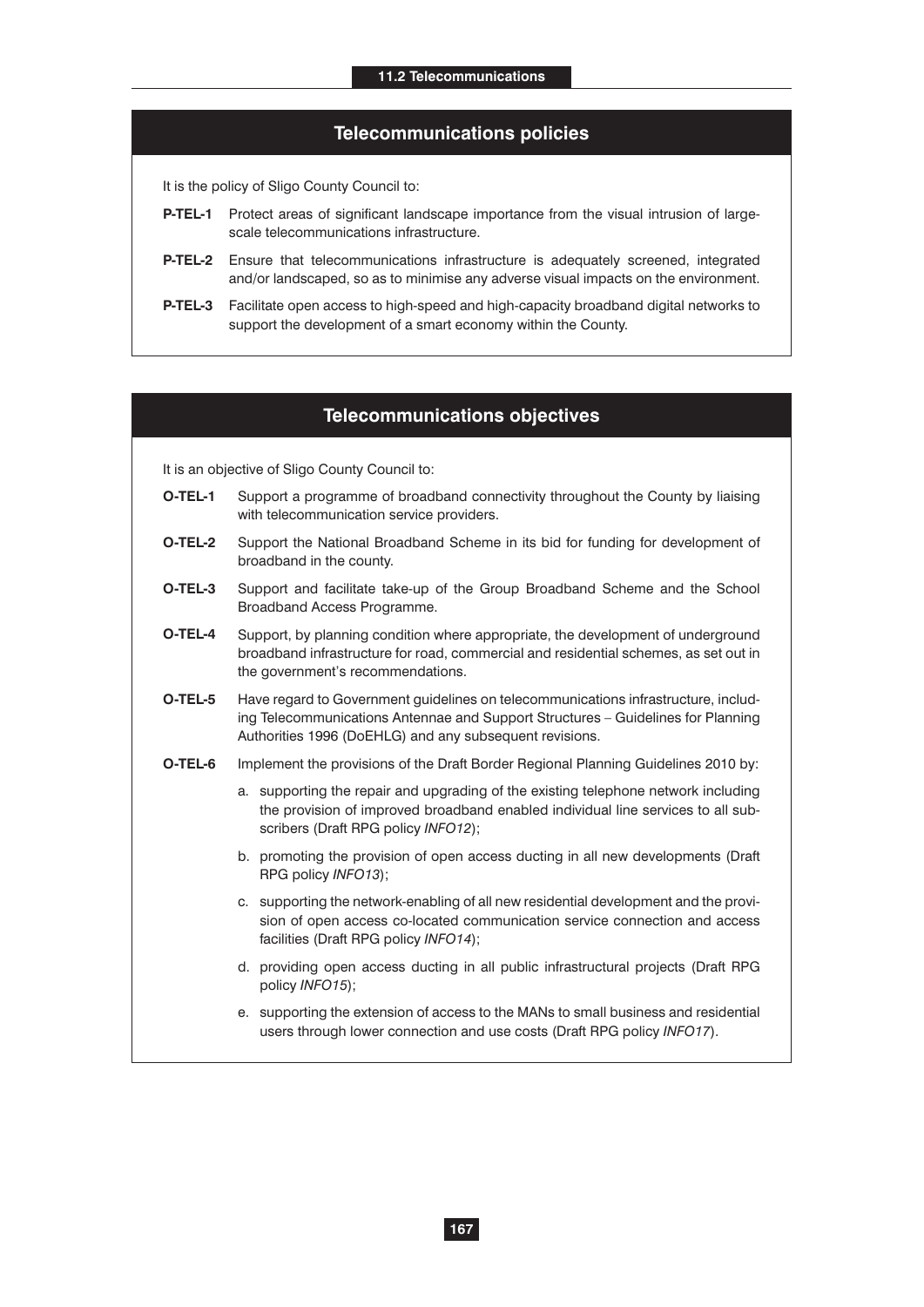## Telecommunications policies

It is the policy of Sligo County Council to:

**P-TEL-1** Protect areas of significant landscape importance from the visual intrusion of large-scale telecommunications infrastructure.

**P-TEL-2** Ensure that telecommunications infrastructure is adequately screened, integrated and/or landscaped, so as to minimise any adverse visual impacts on the environment.

**P-TEL-3** Facilitate open access to high-speed and high-capacity broadband digital networks to support the development of a smart economy within the County.

## Telecommunications objectives

It is an objective of Sligo County Council to:

**O-TEL-1** Support a programme of broadband connectivity throughout the County by liaising with telecommunication service providers.

**O-TEL-2** Support the National Broadband Scheme in its bid for funding for development of broadband in the county.

**O-TEL-3** Support and facilitate take-up of the Group Broadband Scheme and the School Broadband Access Programme.

**O-TEL-4** Support, by planning condition where appropriate, the development of underground broadband infrastructure for road, commercial and residential schemes, as set out in the government's recommendations.

**O-TEL-5** Have regard to Government guidelines on telecommunications infrastructure, including Telecommunications Antennae and Support Structures – Guidelines for Planning Authorities 1996 (DoEHLG) and any subsequent revisions.

**O-TEL-6** Implement the provisions of the Draft Border Regional Planning Guidelines 2010 by:

a. supporting the repair and upgrading of the existing telephone network including the provision of improved broadband enabled individual line services to all subscribers (Draft RPG policy *INFO12*);

b. promoting the provision of open access ducting in all new developments (Draft RPG policy *INFO13*);

c. supporting the network-enabling of all new residential development and the provision of open access co-located communication service connection and access facilities (Draft RPG policy *INFO14*);

d. providing open access ducting in all public infrastructural projects (Draft RPG policy *INFO15*);

e. supporting the extension of access to the MANs to small business and residential users through lower connection and use costs (Draft RPG policy *INFO17*).